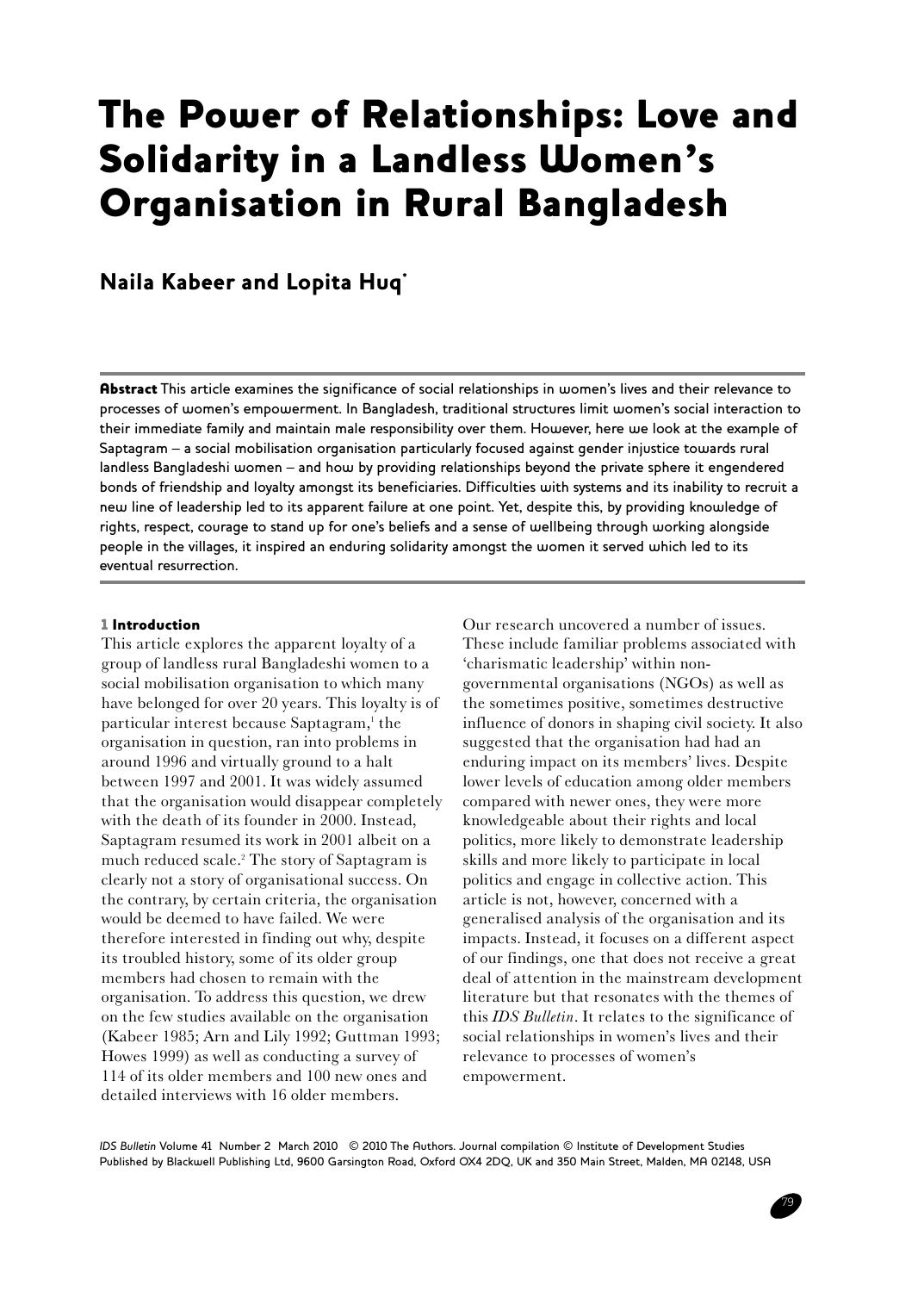# The Power of Relationships: Love and Solidarity in a Landless Women's Organisation in Rural Bangladesh

## Naila Kabeer and Lopita Huq*

**Abstract** This article examines the significance of social relationships in women's lives and their relevance to processes of women's empowerment. In Bangladesh, traditional structures limit women's social interaction to their immediate family and maintain male responsibility over them. However, here we look at the example of Saptagram – a social mobilisation organisation particularly focused against gender injustice towards rural landless Bangladeshi women – and how by providing relationships beyond the private sphere it engendered bonds of friendship and loyalty amongst its beneficiaries. Difficulties with systems and its inability to recruit a new line of leadership led to its apparent failure at one point. Yet, despite this, by providing knowledge of rights, respect, courage to stand up for one's beliefs and a sense of wellbeing through working alongside people in the villages, it inspired an enduring solidarity amongst the women it served which led to its eventual resurrection.

### 1 Introduction

This article explores the apparent loyalty of a group of landless rural Bangladeshi women to a social mobilisation organisation to which many have belonged for over 20 years. This loyalty is of particular interest because Saptagram,[1] the organisation in question, ran into problems in around 1996 and virtually ground to a halt between 1997 and 2001. It was widely assumed that the organisation would disappear completely with the death of its founder in 2000. Instead, Saptagram resumed its work in 2001 albeit on a much reduced scale.[2] The story of Saptagram is clearly not a story of organisational success. On the contrary, by certain criteria, the organisation would be deemed to have failed. We were therefore interested in finding out why, despite its troubled history, some of its older group members had chosen to remain with the organisation. To address this question, we drew on the few studies available on the organisation (Kabeer 1985; Arn and Lily 1992; Guttman 1993; Howes 1999) as well as conducting a survey of 114 of its older members and 100 new ones and detailed interviews with 16 older members.

Our research uncovered a number of issues. These include familiar problems associated with 'charismatic leadership' within non-governmental organisations (NGOs) as well as the sometimes positive, sometimes destructive influence of donors in shaping civil society. It also suggested that the organisation had had an enduring impact on its members' lives. Despite lower levels of education among older members compared with newer ones, they were more knowledgeable about their rights and local politics, more likely to demonstrate leadership skills and more likely to participate in local politics and engage in collective action. This article is not, however, concerned with a generalised analysis of the organisation and its impacts. Instead, it focuses on a different aspect of our findings, one that does not receive a great deal of attention in the mainstream development literature but that resonates with the themes of this *IDS Bulletin*. It relates to the significance of social relationships in women's lives and their relevance to processes of women's empowerment.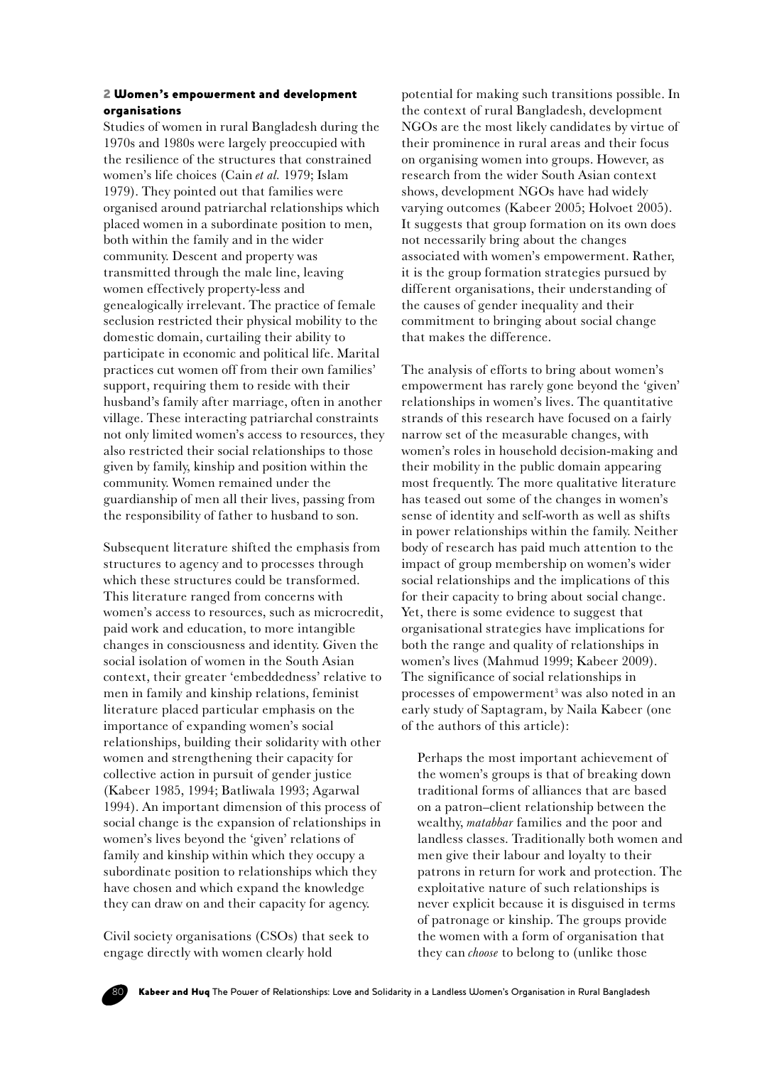## 2 Women's empowerment and development organisations

Studies of women in rural Bangladesh during the 1970s and 1980s were largely preoccupied with the resilience of the structures that constrained women's life choices (Cain *et al.* 1979; Islam 1979). They pointed out that families were organised around patriarchal relationships which placed women in a subordinate position to men, both within the family and in the wider community. Descent and property was transmitted through the male line, leaving women effectively property-less and genealogically irrelevant. The practice of female seclusion restricted their physical mobility to the domestic domain, curtailing their ability to participate in economic and political life. Marital practices cut women off from their own families' support, requiring them to reside with their husband's family after marriage, often in another village. These interacting patriarchal constraints not only limited women's access to resources, they also restricted their social relationships to those given by family, kinship and position within the community. Women remained under the guardianship of men all their lives, passing from the responsibility of father to husband to son.

Subsequent literature shifted the emphasis from structures to agency and to processes through which these structures could be transformed. This literature ranged from concerns with women's access to resources, such as microcredit, paid work and education, to more intangible changes in consciousness and identity. Given the social isolation of women in the South Asian context, their greater 'embeddedness' relative to men in family and kinship relations, feminist literature placed particular emphasis on the importance of expanding women's social relationships, building their solidarity with other women and strengthening their capacity for collective action in pursuit of gender justice (Kabeer 1985, 1994; Batliwala 1993; Agarwal 1994). An important dimension of this process of social change is the expansion of relationships in women's lives beyond the 'given' relations of family and kinship within which they occupy a subordinate position to relationships which they have chosen and which expand the knowledge they can draw on and their capacity for agency.

Civil society organisations (CSOs) that seek to engage directly with women clearly hold potential for making such transitions possible. In the context of rural Bangladesh, development NGOs are the most likely candidates by virtue of their prominence in rural areas and their focus on organising women into groups. However, as research from the wider South Asian context shows, development NGOs have had widely varying outcomes (Kabeer 2005; Holvoet 2005). It suggests that group formation on its own does not necessarily bring about the changes associated with women's empowerment. Rather, it is the group formation strategies pursued by different organisations, their understanding of the causes of gender inequality and their commitment to bringing about social change that makes the difference.

The analysis of efforts to bring about women's empowerment has rarely gone beyond the 'given' relationships in women's lives. The quantitative strands of this research have focused on a fairly narrow set of the measurable changes, with women's roles in household decision-making and their mobility in the public domain appearing most frequently. The more qualitative literature has teased out some of the changes in women's sense of identity and self-worth as well as shifts in power relationships within the family. Neither body of research has paid much attention to the impact of group membership on women's wider social relationships and the implications of this for their capacity to bring about social change. Yet, there is some evidence to suggest that organisational strategies have implications for both the range and quality of relationships in women's lives (Mahmud 1999; Kabeer 2009). The significance of social relationships in processes of empowerment[3] was also noted in an early study of Saptagram, by Naila Kabeer (one of the authors of this article):

> Perhaps the most important achievement of the women's groups is that of breaking down traditional forms of alliances that are based on a patron–client relationship between the wealthy, *matabbar* families and the poor and landless classes. Traditionally both women and men give their labour and loyalty to their patrons in return for work and protection. The exploitative nature of such relationships is never explicit because it is disguised in terms of patronage or kinship. The groups provide the women with a form of organisation that they can *choose* to belong to (unlike those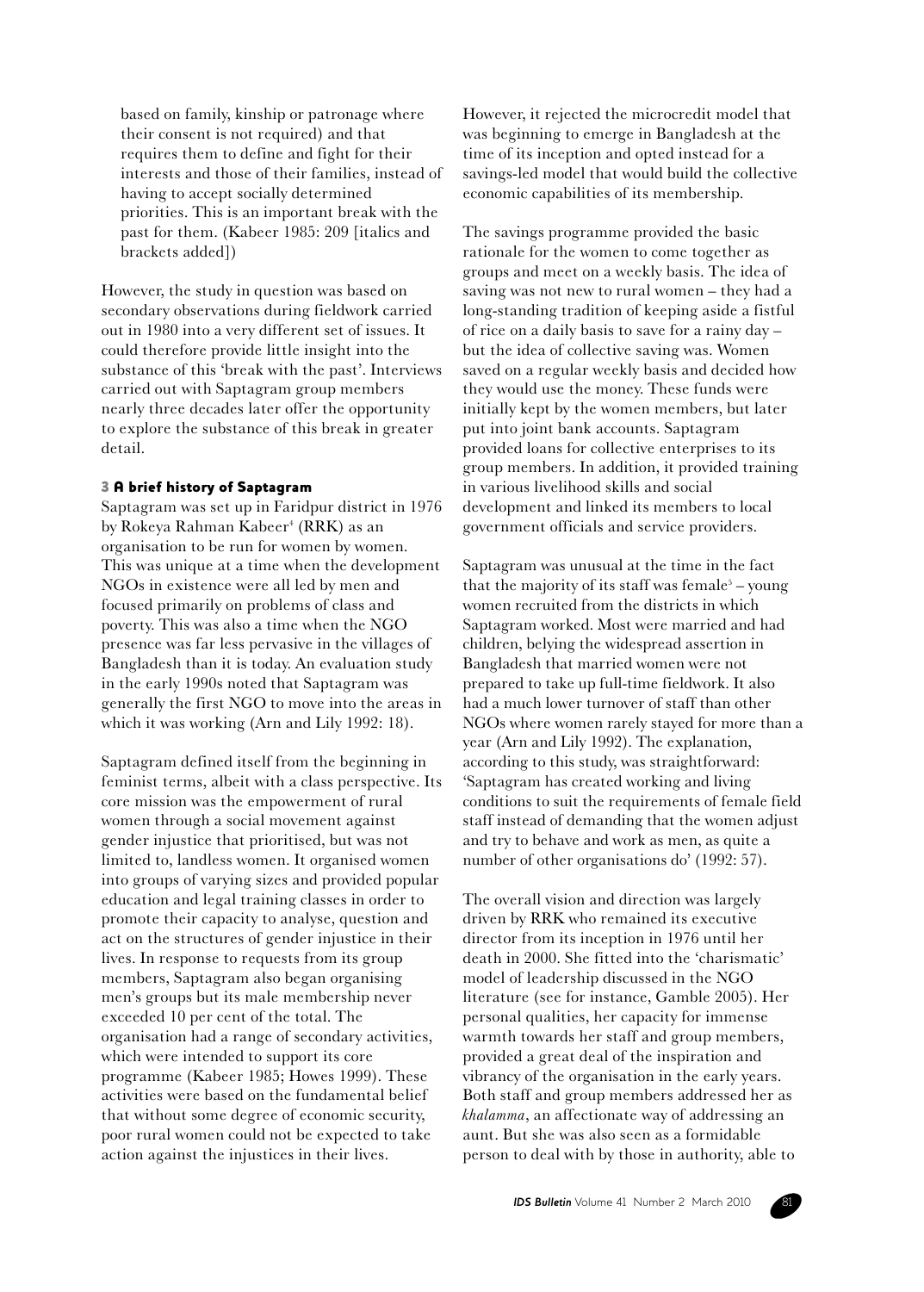based on family, kinship or patronage where their consent is not required) and that requires them to define and fight for their interests and those of their families, instead of having to accept socially determined priorities. This is an important break with the past for them. (Kabeer 1985: 209 [italics and brackets added])

However, the study in question was based on secondary observations during fieldwork carried out in 1980 into a very different set of issues. It could therefore provide little insight into the substance of this 'break with the past'. Interviews carried out with Saptagram group members nearly three decades later offer the opportunity to explore the substance of this break in greater detail.

## 3 A brief history of Saptagram

Saptagram was set up in Faridpur district in 1976 by Rokeya Rahman Kabeer[4] (RRK) as an organisation to be run for women by women. This was unique at a time when the development NGOs in existence were all led by men and focused primarily on problems of class and poverty. This was also a time when the NGO presence was far less pervasive in the villages of Bangladesh than it is today. An evaluation study in the early 1990s noted that Saptagram was generally the first NGO to move into the areas in which it was working (Arn and Lily 1992: 18).

Saptagram defined itself from the beginning in feminist terms, albeit with a class perspective. Its core mission was the empowerment of rural women through a social movement against gender injustice that prioritised, but was not limited to, landless women. It organised women into groups of varying sizes and provided popular education and legal training classes in order to promote their capacity to analyse, question and act on the structures of gender injustice in their lives. In response to requests from its group members, Saptagram also began organising men's groups but its male membership never exceeded 10 per cent of the total. The organisation had a range of secondary activities, which were intended to support its core programme (Kabeer 1985; Howes 1999). These activities were based on the fundamental belief that without some degree of economic security, poor rural women could not be expected to take action against the injustices in their lives.

However, it rejected the microcredit model that was beginning to emerge in Bangladesh at the time of its inception and opted instead for a savings-led model that would build the collective economic capabilities of its membership.

The savings programme provided the basic rationale for the women to come together as groups and meet on a weekly basis. The idea of saving was not new to rural women – they had a long-standing tradition of keeping aside a fistful of rice on a daily basis to save for a rainy day – but the idea of collective saving was. Women saved on a regular weekly basis and decided how they would use the money. These funds were initially kept by the women members, but later put into joint bank accounts. Saptagram provided loans for collective enterprises to its group members. In addition, it provided training in various livelihood skills and social development and linked its members to local government officials and service providers.

Saptagram was unusual at the time in the fact that the majority of its staff was female[5] – young women recruited from the districts in which Saptagram worked. Most were married and had children, belying the widespread assertion in Bangladesh that married women were not prepared to take up full-time fieldwork. It also had a much lower turnover of staff than other NGOs where women rarely stayed for more than a year (Arn and Lily 1992). The explanation, according to this study, was straightforward: 'Saptagram has created working and living conditions to suit the requirements of female field staff instead of demanding that the women adjust and try to behave and work as men, as quite a number of other organisations do' (1992: 57).

The overall vision and direction was largely driven by RRK who remained its executive director from its inception in 1976 until her death in 2000. She fitted into the 'charismatic' model of leadership discussed in the NGO literature (see for instance, Gamble 2005). Her personal qualities, her capacity for immense warmth towards her staff and group members, provided a great deal of the inspiration and vibrancy of the organisation in the early years. Both staff and group members addressed her as *khalamma*, an affectionate way of addressing an aunt. But she was also seen as a formidable person to deal with by those in authority, able to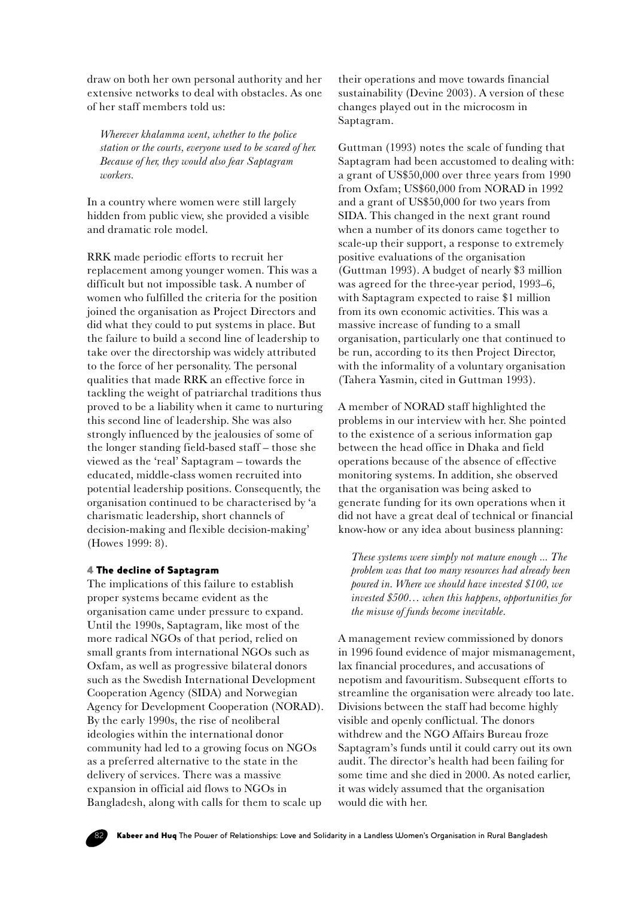draw on both her own personal authority and her extensive networks to deal with obstacles. As one of her staff members told us:

> *Wherever khalamma went, whether to the police station or the courts, everyone used to be scared of her. Because of her, they would also fear Saptagram workers.*

In a country where women were still largely hidden from public view, she provided a visible and dramatic role model.

RRK made periodic efforts to recruit her replacement among younger women. This was a difficult but not impossible task. A number of women who fulfilled the criteria for the position joined the organisation as Project Directors and did what they could to put systems in place. But the failure to build a second line of leadership to take over the directorship was widely attributed to the force of her personality. The personal qualities that made RRK an effective force in tackling the weight of patriarchal traditions thus proved to be a liability when it came to nurturing this second line of leadership. She was also strongly influenced by the jealousies of some of the longer standing field-based staff – those she viewed as the 'real' Saptagram – towards the educated, middle-class women recruited into potential leadership positions. Consequently, the organisation continued to be characterised by 'a charismatic leadership, short channels of decision-making and flexible decision-making' (Howes 1999: 8).

## 4 The decline of Saptagram

The implications of this failure to establish proper systems became evident as the organisation came under pressure to expand. Until the 1990s, Saptagram, like most of the more radical NGOs of that period, relied on small grants from international NGOs such as Oxfam, as well as progressive bilateral donors such as the Swedish International Development Cooperation Agency (SIDA) and Norwegian Agency for Development Cooperation (NORAD). By the early 1990s, the rise of neoliberal ideologies within the international donor community had led to a growing focus on NGOs as a preferred alternative to the state in the delivery of services. There was a massive expansion in official aid flows to NGOs in Bangladesh, along with calls for them to scale up their operations and move towards financial sustainability (Devine 2003). A version of these changes played out in the microcosm in Saptagram.

Guttman (1993) notes the scale of funding that Saptagram had been accustomed to dealing with: a grant of US$50,000 over three years from 1990 from Oxfam; US$60,000 from NORAD in 1992 and a grant of US$50,000 for two years from SIDA. This changed in the next grant round when a number of its donors came together to scale-up their support, a response to extremely positive evaluations of the organisation (Guttman 1993). A budget of nearly $3 million was agreed for the three-year period, 1993–6, with Saptagram expected to raise $1 million from its own economic activities. This was a massive increase of funding to a small organisation, particularly one that continued to be run, according to its then Project Director, with the informality of a voluntary organisation (Tahera Yasmin, cited in Guttman 1993).

A member of NORAD staff highlighted the problems in our interview with her. She pointed to the existence of a serious information gap between the head office in Dhaka and field operations because of the absence of effective monitoring systems. In addition, she observed that the organisation was being asked to generate funding for its own operations when it did not have a great deal of technical or financial know-how or any idea about business planning:

> *These systems were simply not mature enough ... The problem was that too many resources had already been poured in. Where we should have invested $100, we invested $500… when this happens, opportunities for the misuse of funds become inevitable.*

A management review commissioned by donors in 1996 found evidence of major mismanagement, lax financial procedures, and accusations of nepotism and favouritism. Subsequent efforts to streamline the organisation were already too late. Divisions between the staff had become highly visible and openly conflictual. The donors withdrew and the NGO Affairs Bureau froze Saptagram's funds until it could carry out its own audit. The director's health had been failing for some time and she died in 2000. As noted earlier, it was widely assumed that the organisation would die with her.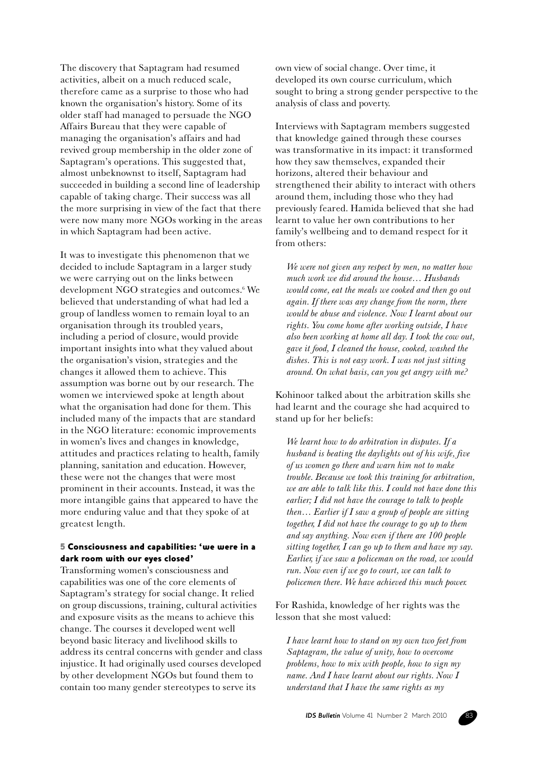The discovery that Saptagram had resumed activities, albeit on a much reduced scale, therefore came as a surprise to those who had known the organisation's history. Some of its older staff had managed to persuade the NGO Affairs Bureau that they were capable of managing the organisation's affairs and had revived group membership in the older zone of Saptagram's operations. This suggested that, almost unbeknownst to itself, Saptagram had succeeded in building a second line of leadership capable of taking charge. Their success was all the more surprising in view of the fact that there were now many more NGOs working in the areas in which Saptagram had been active.

It was to investigate this phenomenon that we decided to include Saptagram in a larger study we were carrying out on the links between development NGO strategies and outcomes.[6] We believed that understanding of what had led a group of landless women to remain loyal to an organisation through its troubled years, including a period of closure, would provide important insights into what they valued about the organisation's vision, strategies and the changes it allowed them to achieve. This assumption was borne out by our research. The women we interviewed spoke at length about what the organisation had done for them. This included many of the impacts that are standard in the NGO literature: economic improvements in women's lives and changes in knowledge, attitudes and practices relating to health, family planning, sanitation and education. However, these were not the changes that were most prominent in their accounts. Instead, it was the more intangible gains that appeared to have the more enduring value and that they spoke of at greatest length.

## 5 Consciousness and capabilities: 'we were in a dark room with our eyes closed'

Transforming women's consciousness and capabilities was one of the core elements of Saptagram's strategy for social change. It relied on group discussions, training, cultural activities and exposure visits as the means to achieve this change. The courses it developed went well beyond basic literacy and livelihood skills to address its central concerns with gender and class injustice. It had originally used courses developed by other development NGOs but found them to contain too many gender stereotypes to serve its own view of social change. Over time, it developed its own course curriculum, which sought to bring a strong gender perspective to the analysis of class and poverty.

Interviews with Saptagram members suggested that knowledge gained through these courses was transformative in its impact: it transformed how they saw themselves, expanded their horizons, altered their behaviour and strengthened their ability to interact with others around them, including those who they had previously feared. Hamida believed that she had learnt to value her own contributions to her family's wellbeing and to demand respect for it from others:

> *We were not given any respect by men, no matter how much work we did around the house… Husbands would come, eat the meals we cooked and then go out again. If there was any change from the norm, there would be abuse and violence. Now I learnt about our rights. You come home after working outside, I have also been working at home all day. I took the cow out, gave it food, I cleaned the house, cooked, washed the dishes. This is not easy work. I was not just sitting around. On what basis, can you get angry with me?*

Kohinoor talked about the arbitration skills she had learnt and the courage she had acquired to stand up for her beliefs:

> *We learnt how to do arbitration in disputes. If a husband is beating the daylights out of his wife, five of us women go there and warn him not to make trouble. Because we took this training for arbitration, we are able to talk like this. I could not have done this earlier; I did not have the courage to talk to people then… Earlier if I saw a group of people are sitting together, I did not have the courage to go up to them and say anything. Now even if there are 100 people sitting together, I can go up to them and have my say. Earlier, if we saw a policeman on the road, we would run. Now even if we go to court, we can talk to policemen there. We have achieved this much power.*

For Rashida, knowledge of her rights was the lesson that she most valued:

> *I have learnt how to stand on my own two feet from Saptagram, the value of unity, how to overcome problems, how to mix with people, how to sign my name. And I have learnt about our rights. Now I understand that I have the same rights as my*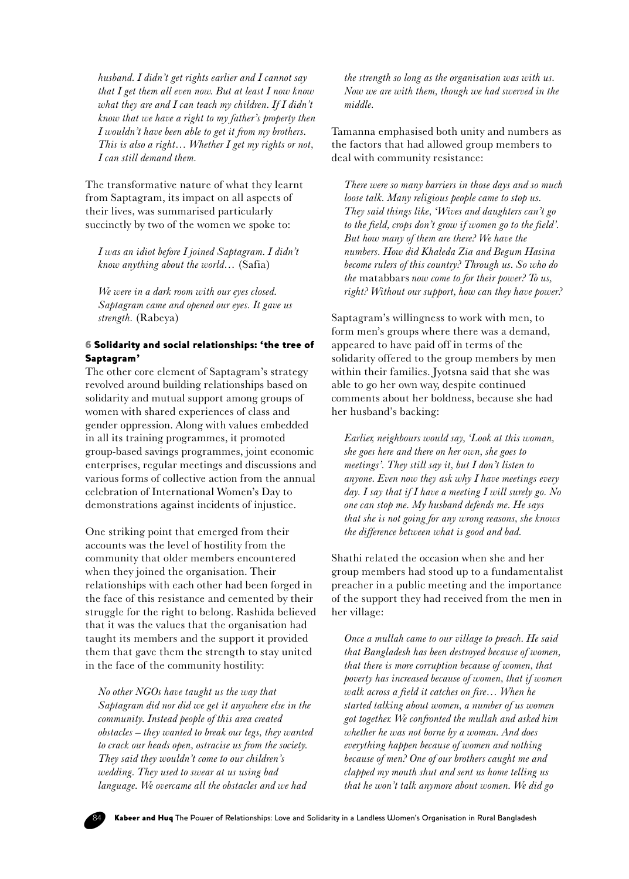*husband. I didn't get rights earlier and I cannot say that I get them all even now. But at least I now know what they are and I can teach my children. If I didn't know that we have a right to my father's property then I wouldn't have been able to get it from my brothers. This is also a right… Whether I get my rights or not, I can still demand them.*

The transformative nature of what they learnt from Saptagram, its impact on all aspects of their lives, was summarised particularly succinctly by two of the women we spoke to:

> *I was an idiot before I joined Saptagram. I didn't know anything about the world…* (Safia)

> *We were in a dark room with our eyes closed. Saptagram came and opened our eyes. It gave us strength.* (Rabeya)

## 6 Solidarity and social relationships: 'the tree of Saptagram'

The other core element of Saptagram's strategy revolved around building relationships based on solidarity and mutual support among groups of women with shared experiences of class and gender oppression. Along with values embedded in all its training programmes, it promoted group-based savings programmes, joint economic enterprises, regular meetings and discussions and various forms of collective action from the annual celebration of International Women's Day to demonstrations against incidents of injustice.

One striking point that emerged from their accounts was the level of hostility from the community that older members encountered when they joined the organisation. Their relationships with each other had been forged in the face of this resistance and cemented by their struggle for the right to belong. Rashida believed that it was the values that the organisation had taught its members and the support it provided them that gave them the strength to stay united in the face of the community hostility:

> *No other NGOs have taught us the way that Saptagram did nor did we get it anywhere else in the community. Instead people of this area created obstacles – they wanted to break our legs, they wanted to crack our heads open, ostracise us from the society. They said they wouldn't come to our children's wedding. They used to swear at us using bad language. We overcame all the obstacles and we had the strength so long as the organisation was with us. Now we are with them, though we had swerved in the middle.*

Tamanna emphasised both unity and numbers as the factors that had allowed group members to deal with community resistance:

> *There were so many barriers in those days and so much loose talk. Many religious people came to stop us. They said things like, 'Wives and daughters can't go to the field, crops don't grow if women go to the field'. But how many of them are there? We have the numbers. How did Khaleda Zia and Begum Hasina become rulers of this country? Through us. So who do the* matabbars *now come to for their power? To us, right? Without our support, how can they have power?*

Saptagram's willingness to work with men, to form men's groups where there was a demand, appeared to have paid off in terms of the solidarity offered to the group members by men within their families. Jyotsna said that she was able to go her own way, despite continued comments about her boldness, because she had her husband's backing:

> *Earlier, neighbours would say, 'Look at this woman, she goes here and there on her own, she goes to meetings'. They still say it, but I don't listen to anyone. Even now they ask why I have meetings every day. I say that if I have a meeting I will surely go. No one can stop me. My husband defends me. He says that she is not going for any wrong reasons, she knows the difference between what is good and bad.*

Shathi related the occasion when she and her group members had stood up to a fundamentalist preacher in a public meeting and the importance of the support they had received from the men in her village:

> *Once a mullah came to our village to preach. He said that Bangladesh has been destroyed because of women, that there is more corruption because of women, that poverty has increased because of women, that if women walk across a field it catches on fire… When he started talking about women, a number of us women got together. We confronted the mullah and asked him whether he was not borne by a woman. And does everything happen because of women and nothing because of men? One of our brothers caught me and clapped my mouth shut and sent us home telling us that he won't talk anymore about women. We did go*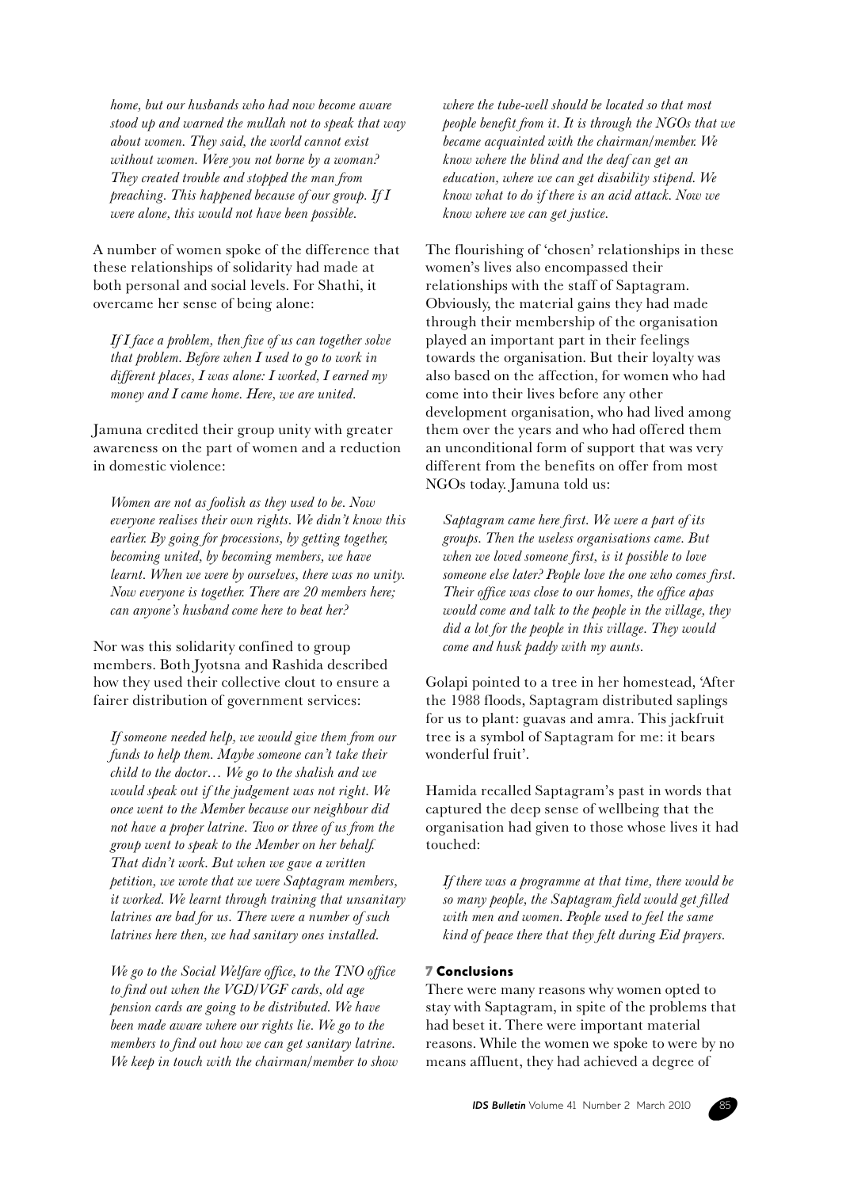*home, but our husbands who had now become aware stood up and warned the mullah not to speak that way about women. They said, the world cannot exist without women. Were you not borne by a woman? They created trouble and stopped the man from preaching. This happened because of our group. If I were alone, this would not have been possible.*

A number of women spoke of the difference that these relationships of solidarity had made at both personal and social levels. For Shathi, it overcame her sense of being alone:

*If I face a problem, then five of us can together solve that problem. Before when I used to go to work in different places, I was alone: I worked, I earned my money and I came home. Here, we are united.*

Jamuna credited their group unity with greater awareness on the part of women and a reduction in domestic violence:

*Women are not as foolish as they used to be. Now everyone realises their own rights. We didn't know this earlier. By going for processions, by getting together, becoming united, by becoming members, we have learnt. When we were by ourselves, there was no unity. Now everyone is together. There are 20 members here; can anyone's husband come here to beat her?*

Nor was this solidarity confined to group members. Both Jyotsna and Rashida described how they used their collective clout to ensure a fairer distribution of government services:

*If someone needed help, we would give them from our funds to help them. Maybe someone can't take their child to the doctor… We go to the shalish and we would speak out if the judgement was not right. We once went to the Member because our neighbour did not have a proper latrine. Two or three of us from the group went to speak to the Member on her behalf. That didn't work. But when we gave a written petition, we wrote that we were Saptagram members, it worked. We learnt through training that unsanitary latrines are bad for us. There were a number of such latrines here then, we had sanitary ones installed.*

*We go to the Social Welfare office, to the TNO office to find out when the VGD/VGF cards, old age pension cards are going to be distributed. We have been made aware where our rights lie. We go to the members to find out how we can get sanitary latrine. We keep in touch with the chairman/member to show where the tube-well should be located so that most people benefit from it. It is through the NGOs that we became acquainted with the chairman/member. We know where the blind and the deaf can get an education, where we can get disability stipend. We know what to do if there is an acid attack. Now we know where we can get justice.*

The flourishing of 'chosen' relationships in these women's lives also encompassed their relationships with the staff of Saptagram. Obviously, the material gains they had made through their membership of the organisation played an important part in their feelings towards the organisation. But their loyalty was also based on the affection, for women who had come into their lives before any other development organisation, who had lived among them over the years and who had offered them an unconditional form of support that was very different from the benefits on offer from most NGOs today. Jamuna told us:

*Saptagram came here first. We were a part of its groups. Then the useless organisations came. But when we loved someone first, is it possible to love someone else later? People love the one who comes first. Their office was close to our homes, the office apas would come and talk to the people in the village, they did a lot for the people in this village. They would come and husk paddy with my aunts.*

Golapi pointed to a tree in her homestead, 'After the 1988 floods, Saptagram distributed saplings for us to plant: guavas and amra. This jackfruit tree is a symbol of Saptagram for me: it bears wonderful fruit'.

Hamida recalled Saptagram's past in words that captured the deep sense of wellbeing that the organisation had given to those whose lives it had touched:

*If there was a programme at that time, there would be so many people, the Saptagram field would get filled with men and women. People used to feel the same kind of peace there that they felt during Eid prayers.*

## 7 Conclusions

There were many reasons why women opted to stay with Saptagram, in spite of the problems that had beset it. There were important material reasons. While the women we spoke to were by no means affluent, they had achieved a degree of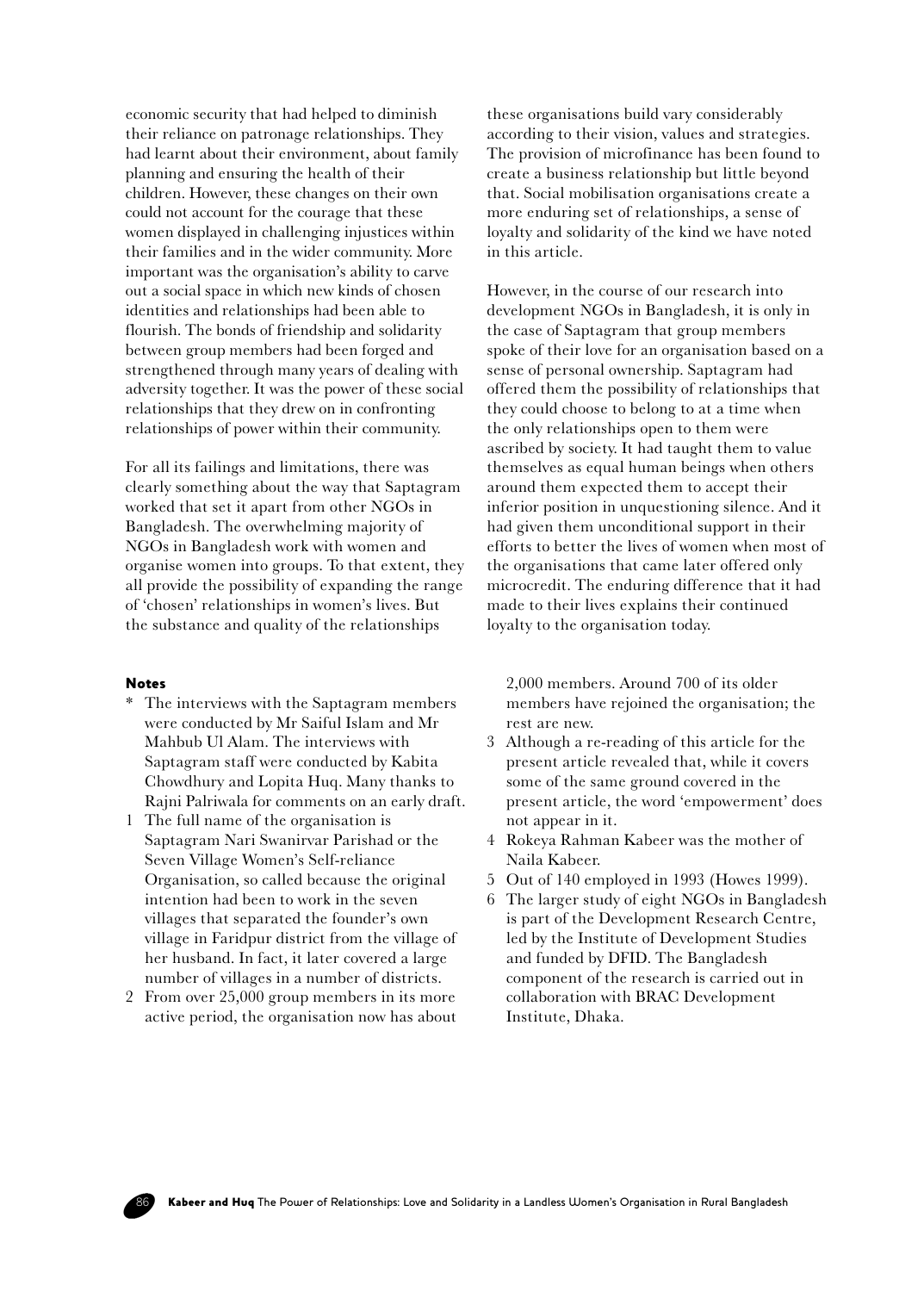economic security that had helped to diminish their reliance on patronage relationships. They had learnt about their environment, about family planning and ensuring the health of their children. However, these changes on their own could not account for the courage that these women displayed in challenging injustices within their families and in the wider community. More important was the organisation's ability to carve out a social space in which new kinds of chosen identities and relationships had been able to flourish. The bonds of friendship and solidarity between group members had been forged and strengthened through many years of dealing with adversity together. It was the power of these social relationships that they drew on in confronting relationships of power within their community.

For all its failings and limitations, there was clearly something about the way that Saptagram worked that set it apart from other NGOs in Bangladesh. The overwhelming majority of NGOs in Bangladesh work with women and organise women into groups. To that extent, they all provide the possibility of expanding the range of 'chosen' relationships in women's lives. But the substance and quality of the relationships these organisations build vary considerably according to their vision, values and strategies. The provision of microfinance has been found to create a business relationship but little beyond that. Social mobilisation organisations create a more enduring set of relationships, a sense of loyalty and solidarity of the kind we have noted in this article.

However, in the course of our research into development NGOs in Bangladesh, it is only in the case of Saptagram that group members spoke of their love for an organisation based on a sense of personal ownership. Saptagram had offered them the possibility of relationships that they could choose to belong to at a time when the only relationships open to them were ascribed by society. It had taught them to value themselves as equal human beings when others around them expected them to accept their inferior position in unquestioning silence. And it had given them unconditional support in their efforts to better the lives of women when most of the organisations that came later offered only microcredit. The enduring difference that it had made to their lives explains their continued loyalty to the organisation today.

## Notes

\* The interviews with the Saptagram members were conducted by Mr Saiful Islam and Mr Mahbub Ul Alam. The interviews with Saptagram staff were conducted by Kabita Chowdhury and Lopita Huq. Many thanks to Rajni Palriwala for comments on an early draft.

1 The full name of the organisation is Saptagram Nari Swanirvar Parishad or the Seven Village Women's Self-reliance Organisation, so called because the original intention had been to work in the seven villages that separated the founder's own village in Faridpur district from the village of her husband. In fact, it later covered a large number of villages in a number of districts.

2 From over 25,000 group members in its more active period, the organisation now has about 2,000 members. Around 700 of its older members have rejoined the organisation; the rest are new.

3 Although a re-reading of this article for the present article revealed that, while it covers some of the same ground covered in the present article, the word 'empowerment' does not appear in it.

4 Rokeya Rahman Kabeer was the mother of Naila Kabeer.

5 Out of 140 employed in 1993 (Howes 1999).

6 The larger study of eight NGOs in Bangladesh is part of the Development Research Centre, led by the Institute of Development Studies and funded by DFID. The Bangladesh component of the research is carried out in collaboration with BRAC Development Institute, Dhaka.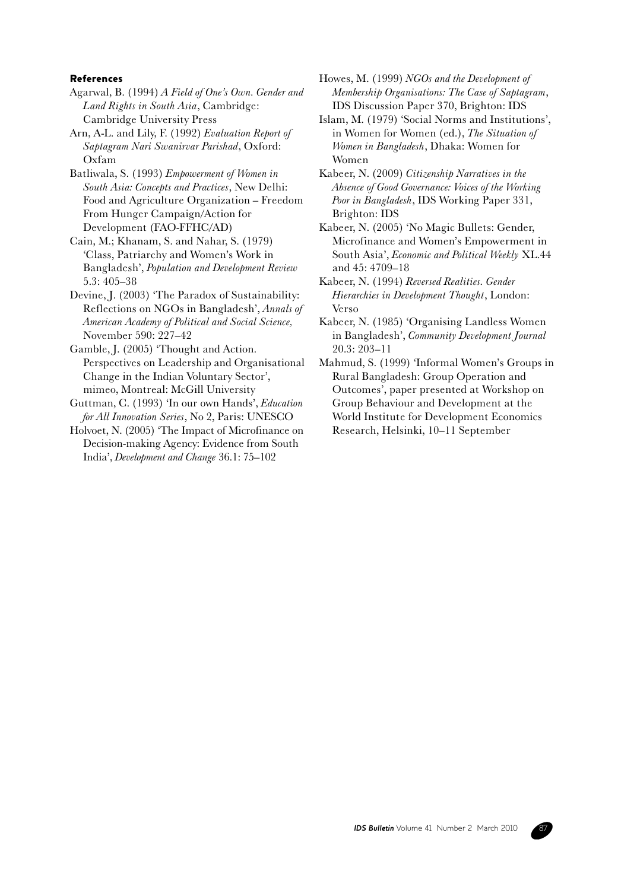## References

Agarwal, B. (1994) *A Field of One's Own. Gender and Land Rights in South Asia*, Cambridge: Cambridge University Press

Arn, A-L. and Lily, F. (1992) *Evaluation Report of Saptagram Nari Swanirvar Parishad*, Oxford: Oxfam

Batliwala, S. (1993) *Empowerment of Women in South Asia: Concepts and Practices*, New Delhi: Food and Agriculture Organization – Freedom From Hunger Campaign/Action for Development (FAO-FFHC/AD)

Cain, M.; Khanam, S. and Nahar, S. (1979) 'Class, Patriarchy and Women's Work in Bangladesh', *Population and Development Review* 5.3: 405–38

Devine, J. (2003) 'The Paradox of Sustainability: Reflections on NGOs in Bangladesh', *Annals of American Academy of Political and Social Science,* November 590: 227–42

Gamble, J. (2005) 'Thought and Action. Perspectives on Leadership and Organisational Change in the Indian Voluntary Sector', mimeo, Montreal: McGill University

Guttman, C. (1993) 'In our own Hands', *Education for All Innovation Series*, No 2, Paris: UNESCO

Holvoet, N. (2005) 'The Impact of Microfinance on Decision-making Agency: Evidence from South India', *Development and Change* 36.1: 75–102

Howes, M. (1999) *NGOs and the Development of Membership Organisations: The Case of Saptagram*, IDS Discussion Paper 370, Brighton: IDS

Islam, M. (1979) 'Social Norms and Institutions', in Women for Women (ed.), *The Situation of Women in Bangladesh*, Dhaka: Women for Women

Kabeer, N. (2009) *Citizenship Narratives in the Absence of Good Governance: Voices of the Working Poor in Bangladesh*, IDS Working Paper 331, Brighton: IDS

Kabeer, N. (2005) 'No Magic Bullets: Gender, Microfinance and Women's Empowerment in South Asia', *Economic and Political Weekly* XL.44 and 45: 4709–18

Kabeer, N. (1994) *Reversed Realities. Gender Hierarchies in Development Thought*, London: Verso

Kabeer, N. (1985) 'Organising Landless Women in Bangladesh', *Community Development Journal* 20.3: 203–11

Mahmud, S. (1999) 'Informal Women's Groups in Rural Bangladesh: Group Operation and Outcomes', paper presented at Workshop on Group Behaviour and Development at the World Institute for Development Economics Research, Helsinki, 10–11 September